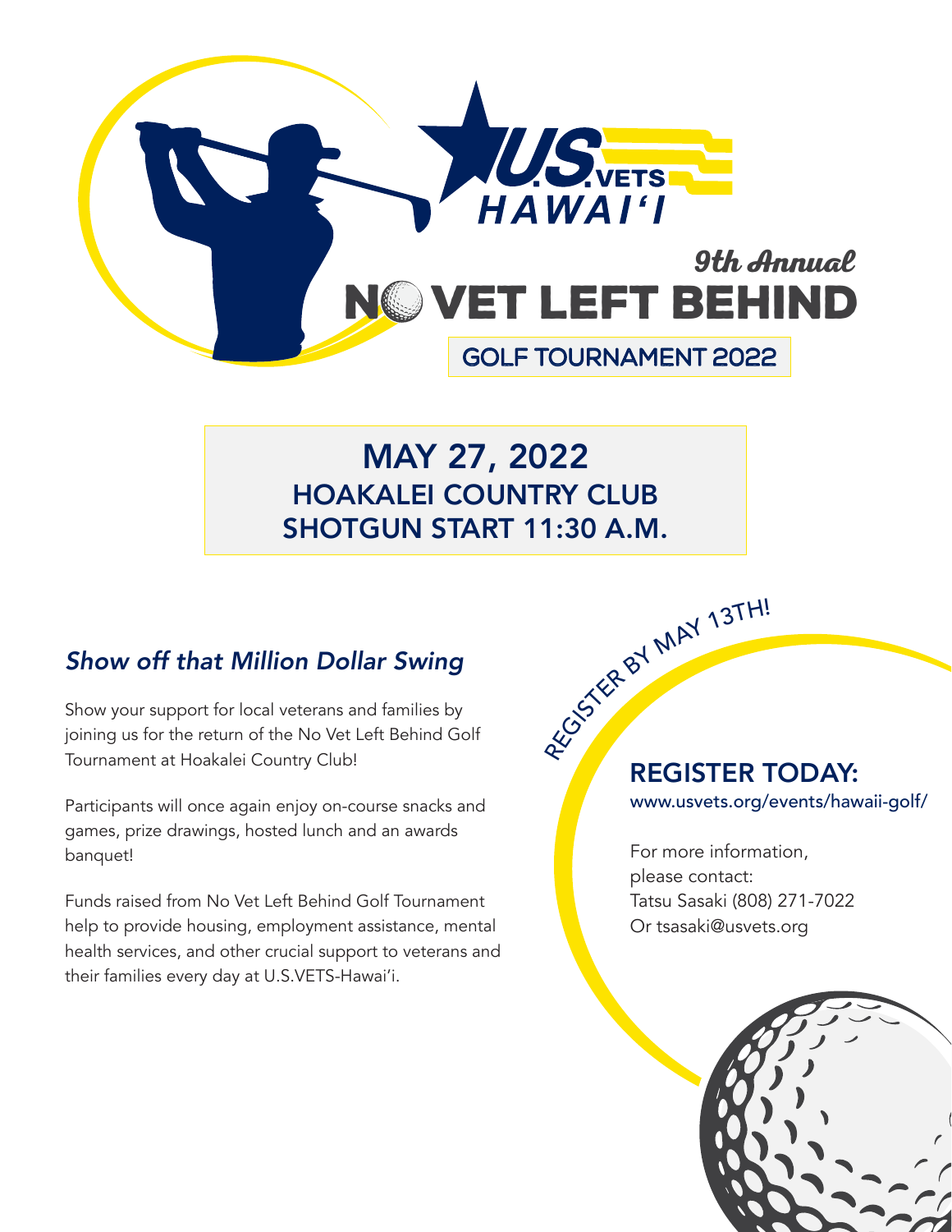# U.S.VETS HAWAI'I

## 9th Annual NO VET LEFT BEHIND

### GOLF TOURNAMENT 2022

**MAY 27, 2022**
**HOAKALEI COUNTRY CLUB**
**SHOTGUN START 11:30 A.M.**

## *Show off that Million Dollar Swing*

Show your support for local veterans and families by joining us for the return of the No Vet Left Behind Golf Tournament at Hoakalei Country Club!

Participants will once again enjoy on-course snacks and games, prize drawings, hosted lunch and an awards banquet!

Funds raised from No Vet Left Behind Golf Tournament help to provide housing, employment assistance, mental health services, and other crucial support to veterans and their families every day at U.S.VETS-Hawai'i.

REGISTER BY MAY 13TH!

## REGISTER TODAY:

www.usvets.org/events/hawaii-golf/

For more information, please contact:
Tatsu Sasaki (808) 271-7022
Or tsasaki@usvets.org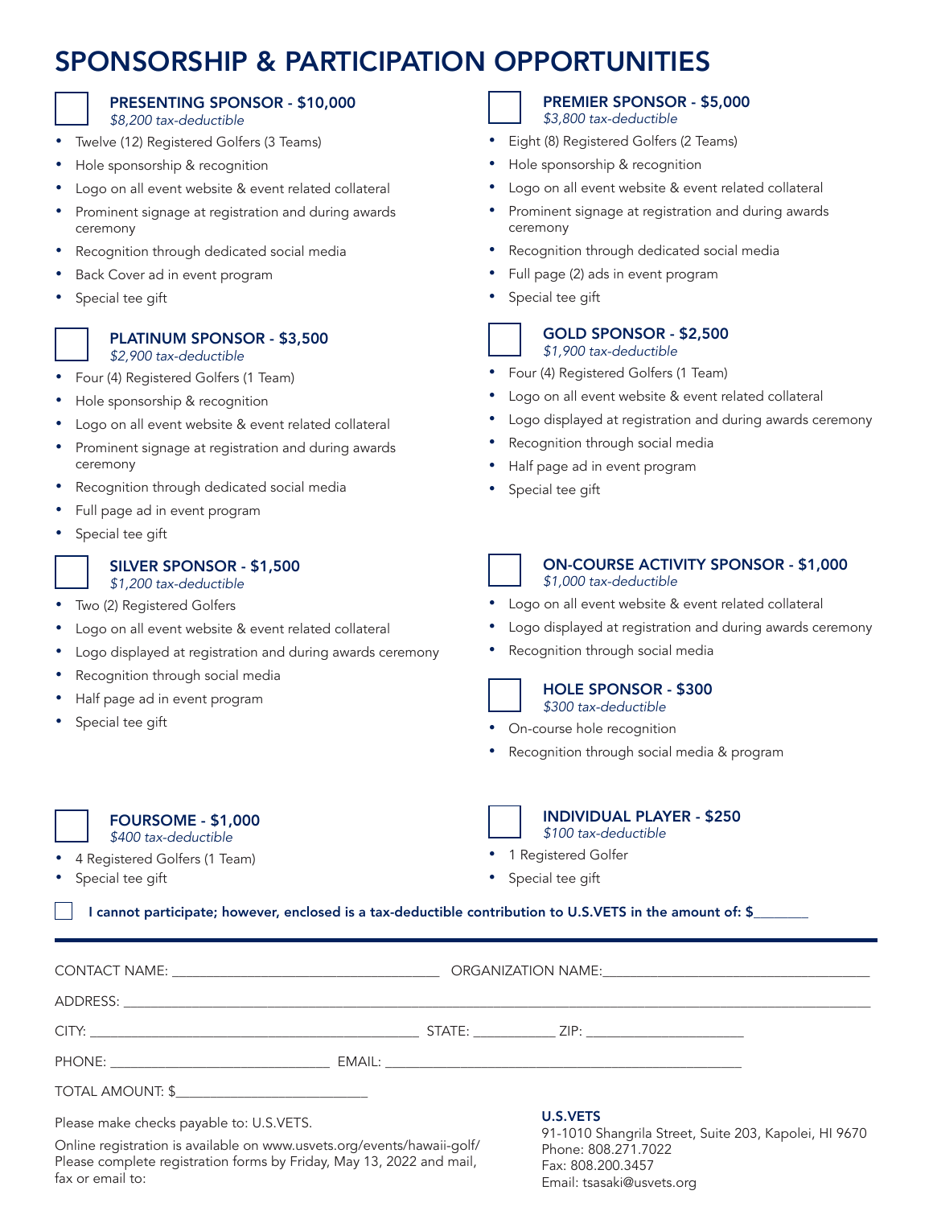# SPONSORSHIP & PARTICIPATION OPPORTUNITIES

☐ **PRESENTING SPONSOR - $10,000**
*$8,200 tax-deductible*

- Twelve (12) Registered Golfers (3 Teams)
- Hole sponsorship & recognition
- Logo on all event website & event related collateral
- Prominent signage at registration and during awards ceremony
- Recognition through dedicated social media
- Back Cover ad in event program
- Special tee gift

☐ **PREMIER SPONSOR - $5,000**
*$3,800 tax-deductible*

- Eight (8) Registered Golfers (2 Teams)
- Hole sponsorship & recognition
- Logo on all event website & event related collateral
- Prominent signage at registration and during awards ceremony
- Recognition through dedicated social media
- Full page (2) ads in event program
- Special tee gift

☐ **PLATINUM SPONSOR - $3,500**
*$2,900 tax-deductible*

- Four (4) Registered Golfers (1 Team)
- Hole sponsorship & recognition
- Logo on all event website & event related collateral
- Prominent signage at registration and during awards ceremony
- Recognition through dedicated social media
- Full page ad in event program
- Special tee gift

☐ **GOLD SPONSOR - $2,500**
*$1,900 tax-deductible*

- Four (4) Registered Golfers (1 Team)
- Logo on all event website & event related collateral
- Logo displayed at registration and during awards ceremony
- Recognition through social media
- Half page ad in event program
- Special tee gift

☐ **SILVER SPONSOR - $1,500**
*$1,200 tax-deductible*

- Two (2) Registered Golfers
- Logo on all event website & event related collateral
- Logo displayed at registration and during awards ceremony
- Recognition through social media
- Half page ad in event program
- Special tee gift

☐ **ON-COURSE ACTIVITY SPONSOR - $1,000**
*$1,000 tax-deductible*

- Logo on all event website & event related collateral
- Logo displayed at registration and during awards ceremony
- Recognition through social media

☐ **HOLE SPONSOR - $300**
*$300 tax-deductible*

- On-course hole recognition
- Recognition through social media & program

☐ **FOURSOME - $1,000**
*$400 tax-deductible*

- 4 Registered Golfers (1 Team)
- Special tee gift

☐ **INDIVIDUAL PLAYER - $250**
*$100 tax-deductible*

- 1 Registered Golfer
- Special tee gift

☐ **I cannot participate; however, enclosed is a tax-deductible contribution to U.S.VETS in the amount of: $_______**

---

CONTACT NAME: ______________________________ ORGANIZATION NAME: ______________________________

ADDRESS: ____________________________________________________________________________

CITY: ______________________________ STATE: __________ ZIP: ____________________

PHONE: ____________________________ EMAIL: ____________________________________________

TOTAL AMOUNT: $________________________

Please make checks payable to: U.S.VETS.

Online registration is available on www.usvets.org/events/hawaii-golf/
Please complete registration forms by Friday, May 13, 2022 and mail, fax or email to:

**U.S.VETS**
91-1010 Shangrila Street, Suite 203, Kapolei, HI 9670
Phone: 808.271.7022
Fax: 808.200.3457
Email: tsasaki@usvets.org